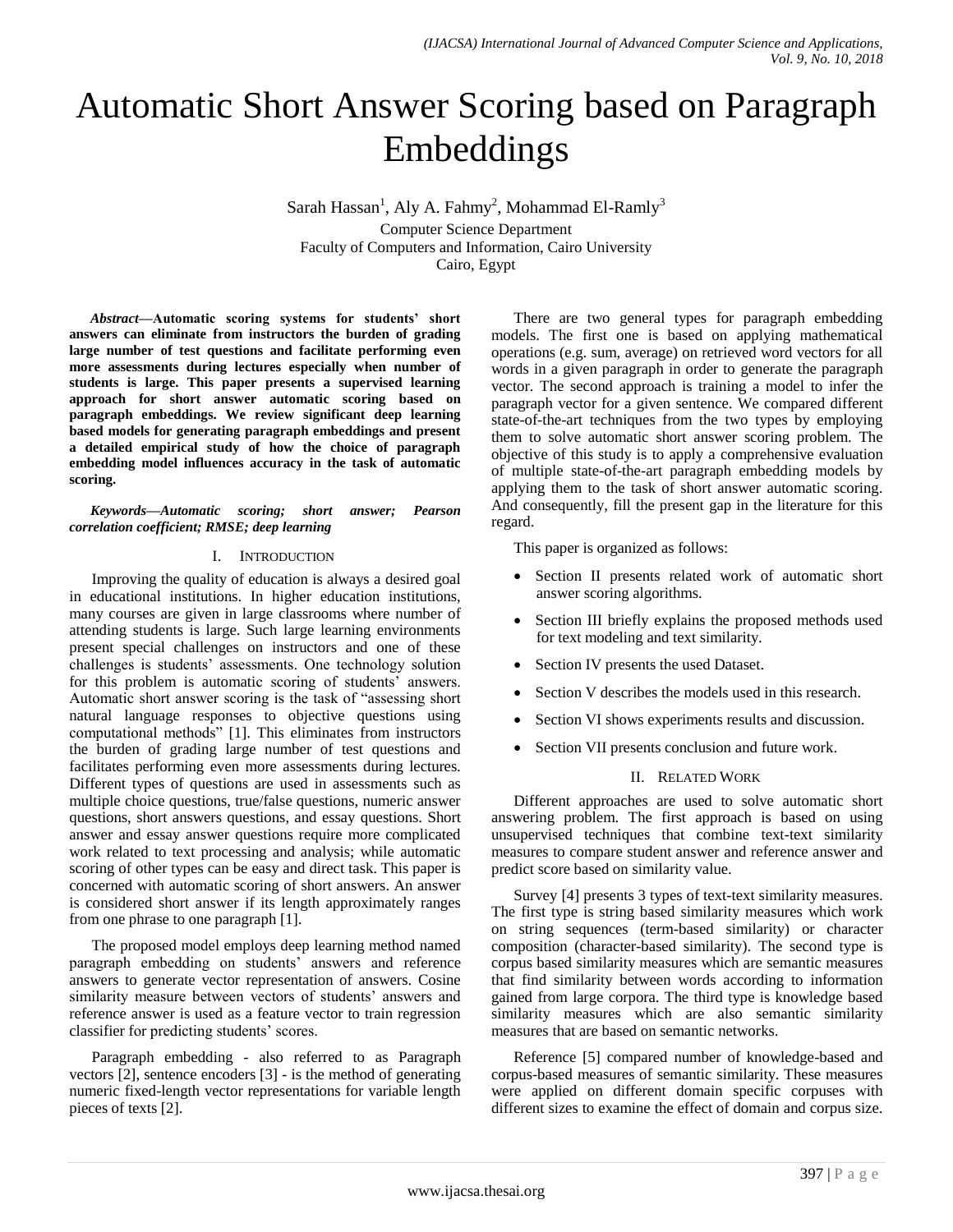# Automatic Short Answer Scoring based on Paragraph Embeddings

Sarah Hassan[1], Aly A. Fahmy[2], Mohammad El-Ramly[3]

Computer Science Department
Faculty of Computers and Information, Cairo University
Cairo, Egypt

***Abstract*—Automatic scoring systems for students' short answers can eliminate from instructors the burden of grading large number of test questions and facilitate performing even more assessments during lectures especially when number of students is large. This paper presents a supervised learning approach for short answer automatic scoring based on paragraph embeddings. We review significant deep learning based models for generating paragraph embeddings and present a detailed empirical study of how the choice of paragraph embedding model influences accuracy in the task of automatic scoring.**

***Keywords—Automatic scoring; short answer; Pearson correlation coefficient; RMSE; deep learning***

## I. Introduction

Improving the quality of education is always a desired goal in educational institutions. In higher education institutions, many courses are given in large classrooms where number of attending students is large. Such large learning environments present special challenges on instructors and one of these challenges is students' assessments. One technology solution for this problem is automatic scoring of students' answers. Automatic short answer scoring is the task of "assessing short natural language responses to objective questions using computational methods" [1]. This eliminates from instructors the burden of grading large number of test questions and facilitates performing even more assessments during lectures. Different types of questions are used in assessments such as multiple choice questions, true/false questions, numeric answer questions, short answers questions, and essay questions. Short answer and essay answer questions require more complicated work related to text processing and analysis; while automatic scoring of other types can be easy and direct task. This paper is concerned with automatic scoring of short answers. An answer is considered short answer if its length approximately ranges from one phrase to one paragraph [1].

The proposed model employs deep learning method named paragraph embedding on students' answers and reference answers to generate vector representation of answers. Cosine similarity measure between vectors of students' answers and reference answer is used as a feature vector to train regression classifier for predicting students' scores.

Paragraph embedding - also referred to as Paragraph vectors [2], sentence encoders [3] - is the method of generating numeric fixed-length vector representations for variable length pieces of texts [2].

There are two general types for paragraph embedding models. The first one is based on applying mathematical operations (e.g. sum, average) on retrieved word vectors for all words in a given paragraph in order to generate the paragraph vector. The second approach is training a model to infer the paragraph vector for a given sentence. We compared different state-of-the-art techniques from the two types by employing them to solve automatic short answer scoring problem. The objective of this study is to apply a comprehensive evaluation of multiple state-of-the-art paragraph embedding models by applying them to the task of short answer automatic scoring. And consequently, fill the present gap in the literature for this regard.

This paper is organized as follows:

- Section II presents related work of automatic short answer scoring algorithms.
- Section III briefly explains the proposed methods used for text modeling and text similarity.
- Section IV presents the used Dataset.
- Section V describes the models used in this research.
- Section VI shows experiments results and discussion.
- Section VII presents conclusion and future work.

## II. Related Work

Different approaches are used to solve automatic short answering problem. The first approach is based on using unsupervised techniques that combine text-text similarity measures to compare student answer and reference answer and predict score based on similarity value.

Survey [4] presents 3 types of text-text similarity measures. The first type is string based similarity measures which work on string sequences (term-based similarity) or character composition (character-based similarity). The second type is corpus based similarity measures which are semantic measures that find similarity between words according to information gained from large corpora. The third type is knowledge based similarity measures which are also semantic similarity measures that are based on semantic networks.

Reference [5] compared number of knowledge-based and corpus-based measures of semantic similarity. These measures were applied on different domain specific corpuses with different sizes to examine the effect of domain and corpus size.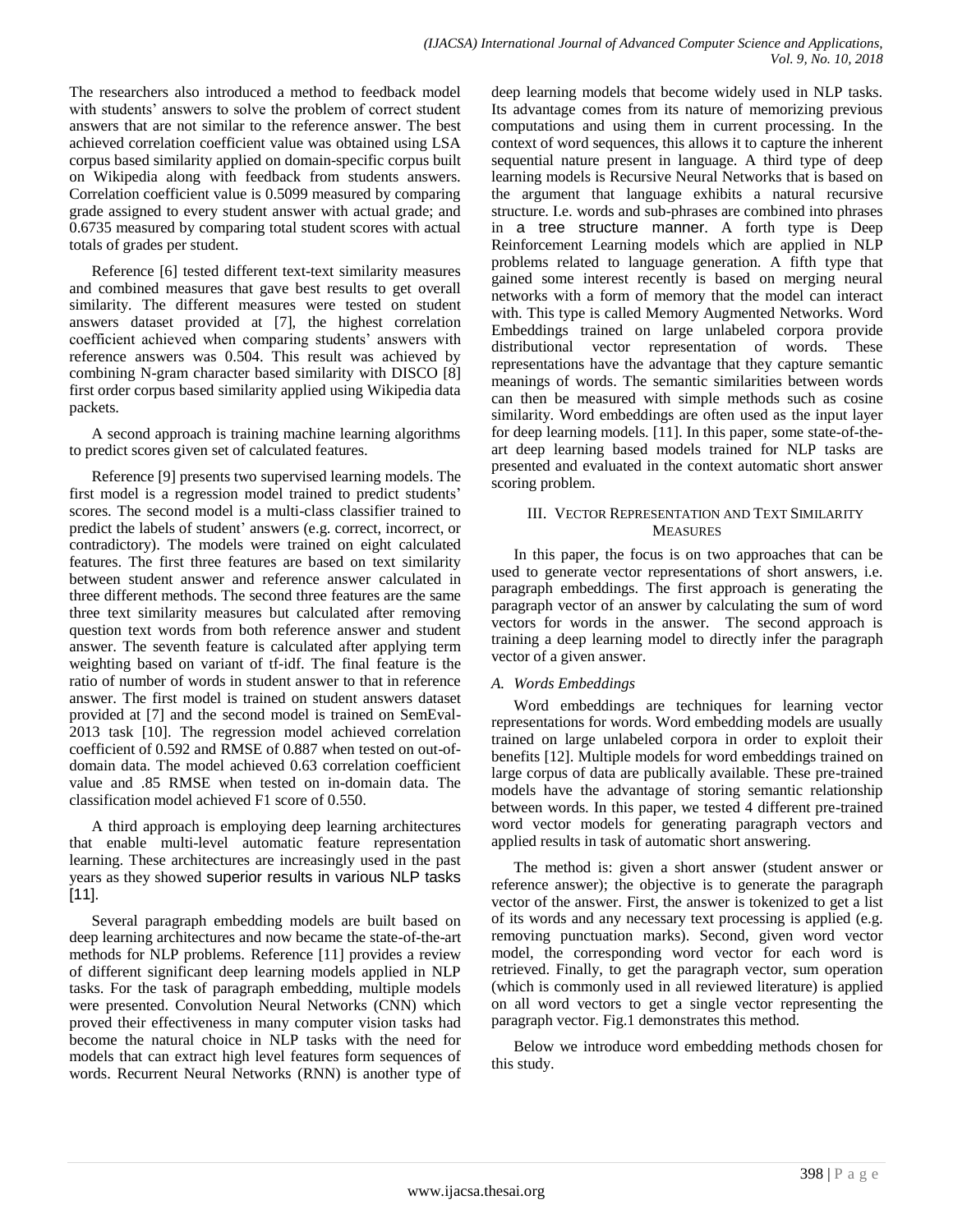The researchers also introduced a method to feedback model with students' answers to solve the problem of correct student answers that are not similar to the reference answer. The best achieved correlation coefficient value was obtained using LSA corpus based similarity applied on domain-specific corpus built on Wikipedia along with feedback from students answers. Correlation coefficient value is 0.5099 measured by comparing grade assigned to every student answer with actual grade; and 0.6735 measured by comparing total student scores with actual totals of grades per student.

Reference [6] tested different text-text similarity measures and combined measures that gave best results to get overall similarity. The different measures were tested on student answers dataset provided at [7], the highest correlation coefficient achieved when comparing students' answers with reference answers was 0.504. This result was achieved by combining N-gram character based similarity with DISCO [8] first order corpus based similarity applied using Wikipedia data packets.

A second approach is training machine learning algorithms to predict scores given set of calculated features.

Reference [9] presents two supervised learning models. The first model is a regression model trained to predict students' scores. The second model is a multi-class classifier trained to predict the labels of student' answers (e.g. correct, incorrect, or contradictory). The models were trained on eight calculated features. The first three features are based on text similarity between student answer and reference answer calculated in three different methods. The second three features are the same three text similarity measures but calculated after removing question text words from both reference answer and student answer. The seventh feature is calculated after applying term weighting based on variant of tf-idf. The final feature is the ratio of number of words in student answer to that in reference answer. The first model is trained on student answers dataset provided at [7] and the second model is trained on SemEval-2013 task [10]. The regression model achieved correlation coefficient of 0.592 and RMSE of 0.887 when tested on out-of-domain data. The model achieved 0.63 correlation coefficient value and .85 RMSE when tested on in-domain data. The classification model achieved F1 score of 0.550.

A third approach is employing deep learning architectures that enable multi-level automatic feature representation learning. These architectures are increasingly used in the past years as they showed superior results in various NLP tasks [11].

Several paragraph embedding models are built based on deep learning architectures and now became the state-of-the-art methods for NLP problems. Reference [11] provides a review of different significant deep learning models applied in NLP tasks. For the task of paragraph embedding, multiple models were presented. Convolution Neural Networks (CNN) which proved their effectiveness in many computer vision tasks had become the natural choice in NLP tasks with the need for models that can extract high level features form sequences of words. Recurrent Neural Networks (RNN) is another type of deep learning models that become widely used in NLP tasks. Its advantage comes from its nature of memorizing previous computations and using them in current processing. In the context of word sequences, this allows it to capture the inherent sequential nature present in language. A third type of deep learning models is Recursive Neural Networks that is based on the argument that language exhibits a natural recursive structure. I.e. words and sub-phrases are combined into phrases in a tree structure manner. A forth type is Deep Reinforcement Learning models which are applied in NLP problems related to language generation. A fifth type that gained some interest recently is based on merging neural networks with a form of memory that the model can interact with. This type is called Memory Augmented Networks. Word Embeddings trained on large unlabeled corpora provide distributional vector representation of words. These representations have the advantage that they capture semantic meanings of words. The semantic similarities between words can then be measured with simple methods such as cosine similarity. Word embeddings are often used as the input layer for deep learning models. [11]. In this paper, some state-of-the-art deep learning based models trained for NLP tasks are presented and evaluated in the context automatic short answer scoring problem.

## III. Vector Representation and Text Similarity Measures

In this paper, the focus is on two approaches that can be used to generate vector representations of short answers, i.e. paragraph embeddings. The first approach is generating the paragraph vector of an answer by calculating the sum of word vectors for words in the answer. The second approach is training a deep learning model to directly infer the paragraph vector of a given answer.

### *A. Words Embeddings*

Word embeddings are techniques for learning vector representations for words. Word embedding models are usually trained on large unlabeled corpora in order to exploit their benefits [12]. Multiple models for word embeddings trained on large corpus of data are publically available. These pre-trained models have the advantage of storing semantic relationship between words. In this paper, we tested 4 different pre-trained word vector models for generating paragraph vectors and applied results in task of automatic short answering.

The method is: given a short answer (student answer or reference answer); the objective is to generate the paragraph vector of the answer. First, the answer is tokenized to get a list of its words and any necessary text processing is applied (e.g. removing punctuation marks). Second, given word vector model, the corresponding word vector for each word is retrieved. Finally, to get the paragraph vector, sum operation (which is commonly used in all reviewed literature) is applied on all word vectors to get a single vector representing the paragraph vector. Fig.1 demonstrates this method.

Below we introduce word embedding methods chosen for this study.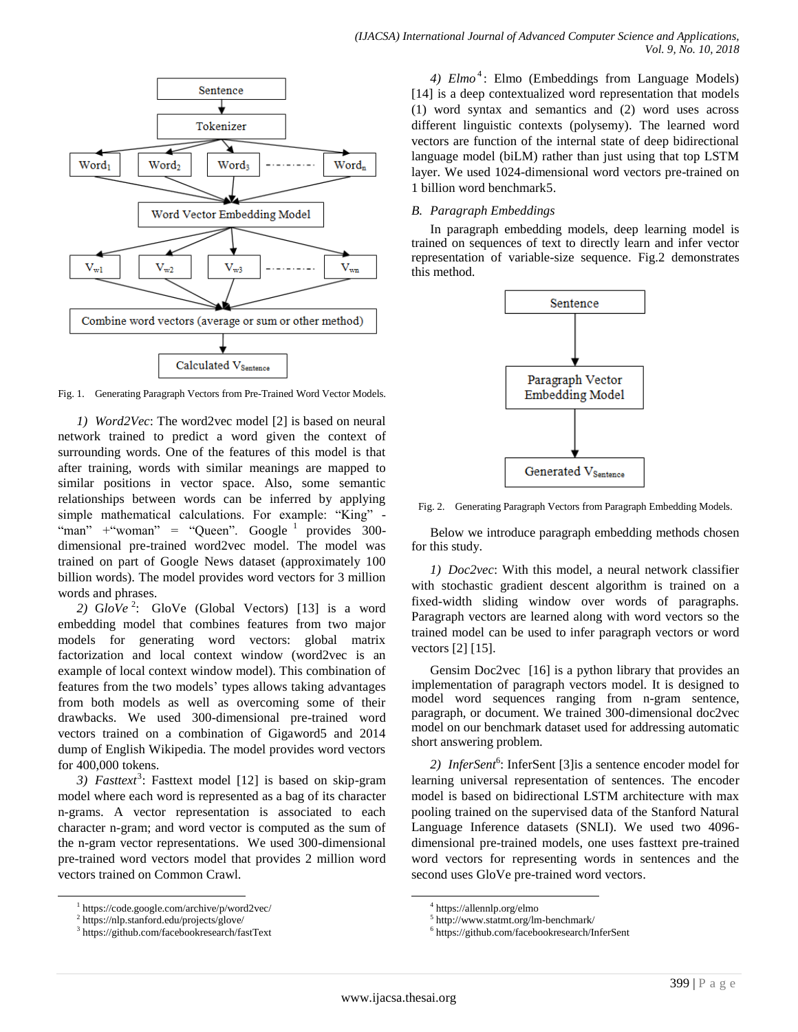Fig. 1. Generating Paragraph Vectors from Pre-Trained Word Vector Models.

*1) Word2Vec*: The word2vec model [2] is based on neural network trained to predict a word given the context of surrounding words. One of the features of this model is that after training, words with similar meanings are mapped to similar positions in vector space. Also, some semantic relationships between words can be inferred by applying simple mathematical calculations. For example: "King" - "man" +"woman" = "Queen". Google [1] provides 300-dimensional pre-trained word2vec model. The model was trained on part of Google News dataset (approximately 100 billion words). The model provides word vectors for 3 million words and phrases.

*2) GloVe* [2]: GloVe (Global Vectors) [13] is a word embedding model that combines features from two major models for generating word vectors: global matrix factorization and local context window (word2vec is an example of local context window model). This combination of features from the two models' types allows taking advantages from both models as well as overcoming some of their drawbacks. We used 300-dimensional pre-trained word vectors trained on a combination of Gigaword5 and 2014 dump of English Wikipedia. The model provides word vectors for 400,000 tokens.

*3) Fasttext* [3]: Fasttext model [12] is based on skip-gram model where each word is represented as a bag of its character n-grams. A vector representation is associated to each character n-gram; and word vector is computed as the sum of the n-gram vector representations. We used 300-dimensional pre-trained word vectors model that provides 2 million word vectors trained on Common Crawl.

*4) Elmo* [4]: Elmo (Embeddings from Language Models) [14] is a deep contextualized word representation that models (1) word syntax and semantics and (2) word uses across different linguistic contexts (polysemy). The learned word vectors are function of the internal state of deep bidirectional language model (biLM) rather than just using that top LSTM layer. We used 1024-dimensional word vectors pre-trained on 1 billion word benchmark5.

### B. Paragraph Embeddings

In paragraph embedding models, deep learning model is trained on sequences of text to directly learn and infer vector representation of variable-size sequence. Fig.2 demonstrates this method.

Fig. 2. Generating Paragraph Vectors from Paragraph Embedding Models.

Below we introduce paragraph embedding methods chosen for this study.

*1) Doc2vec*: With this model, a neural network classifier with stochastic gradient descent algorithm is trained on a fixed-width sliding window over words of paragraphs. Paragraph vectors are learned along with word vectors so the trained model can be used to infer paragraph vectors or word vectors [2] [15].

Gensim Doc2vec [16] is a python library that provides an implementation of paragraph vectors model. It is designed to model word sequences ranging from n-gram sentence, paragraph, or document. We trained 300-dimensional doc2vec model on our benchmark dataset used for addressing automatic short answering problem.

*2) InferSent* [6]: InferSent [3]is a sentence encoder model for learning universal representation of sentences. The encoder model is based on bidirectional LSTM architecture with max pooling trained on the supervised data of the Stanford Natural Language Inference datasets (SNLI). We used two 4096-dimensional pre-trained models, one uses fasttext pre-trained word vectors for representing words in sentences and the second uses GloVe pre-trained word vectors.

---

[1] https://code.google.com/archive/p/word2vec/

[2] https://nlp.stanford.edu/projects/glove/

[3] https://github.com/facebookresearch/fastText

[4] https://allennlp.org/elmo

[5] http://www.statmt.org/lm-benchmark/

[6] https://github.com/facebookresearch/InferSent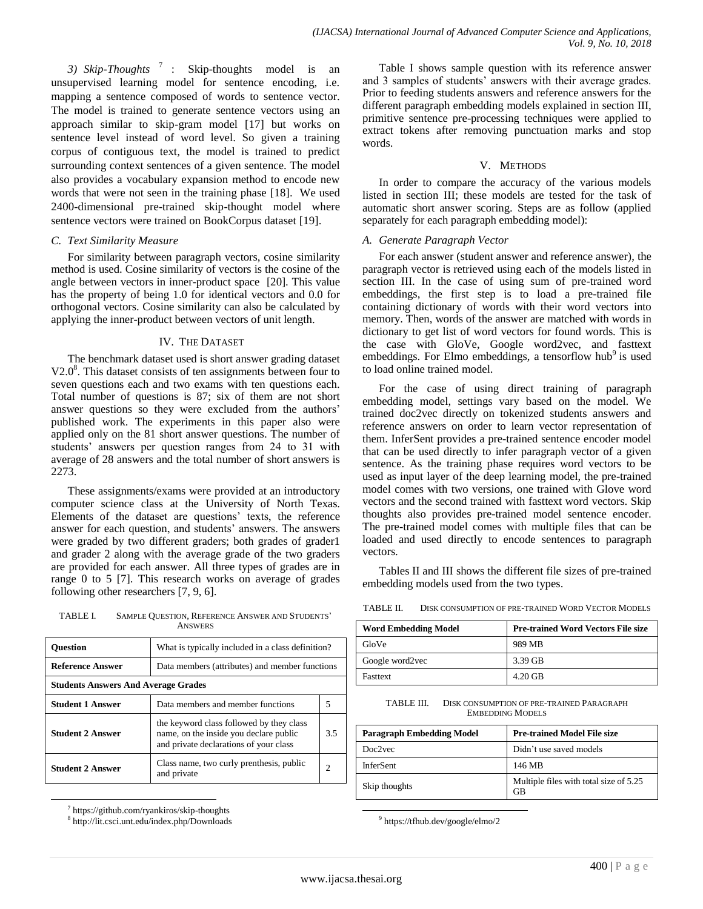*3) Skip-Thoughts* [7] : Skip-thoughts model is an unsupervised learning model for sentence encoding, i.e. mapping a sentence composed of words to sentence vector. The model is trained to generate sentence vectors using an approach similar to skip-gram model [17] but works on sentence level instead of word level. So given a training corpus of contiguous text, the model is trained to predict surrounding context sentences of a given sentence. The model also provides a vocabulary expansion method to encode new words that were not seen in the training phase [18]. We used 2400-dimensional pre-trained skip-thought model where sentence vectors were trained on BookCorpus dataset [19].

### C. Text Similarity Measure

For similarity between paragraph vectors, cosine similarity method is used. Cosine similarity of vectors is the cosine of the angle between vectors in inner-product space [20]. This value has the property of being 1.0 for identical vectors and 0.0 for orthogonal vectors. Cosine similarity can also be calculated by applying the inner-product between vectors of unit length.

## IV. The Dataset

The benchmark dataset used is short answer grading dataset V2.0[8]. This dataset consists of ten assignments between four to seven questions each and two exams with ten questions each. Total number of questions is 87; six of them are not short answer questions so they were excluded from the authors' published work. The experiments in this paper also were applied only on the 81 short answer questions. The number of students' answers per question ranges from 24 to 31 with average of 28 answers and the total number of short answers is 2273.

These assignments/exams were provided at an introductory computer science class at the University of North Texas. Elements of the dataset are questions' texts, the reference answer for each question, and students' answers. The answers were graded by two different graders; both grades of grader1 and grader 2 along with the average grade of the two graders are provided for each answer. All three types of grades are in range 0 to 5 [7]. This research works on average of grades following other researchers [7, 9, 6].

TABLE I. Sample Question, Reference Answer and Students' Answers

| **Question** | What is typically included in a class definition? | |
|---|---|---|
| **Reference Answer** | Data members (attributes) and member functions | |
| **Students Answers And Average Grades** | | |
| **Student 1 Answer** | Data members and member functions | 5 |
| **Student 2 Answer** | the keyword class followed by they class name, on the inside you declare public and private declarations of your class | 3.5 |
| **Student 2 Answer** | Class name, two curly prenthesis, public and private | 2 |

Table I shows sample question with its reference answer and 3 samples of students' answers with their average grades. Prior to feeding students answers and reference answers for the different paragraph embedding models explained in section III, primitive sentence pre-processing techniques were applied to extract tokens after removing punctuation marks and stop words.

## V. Methods

In order to compare the accuracy of the various models listed in section III; these models are tested for the task of automatic short answer scoring. Steps are as follow (applied separately for each paragraph embedding model):

### A. Generate Paragraph Vector

For each answer (student answer and reference answer), the paragraph vector is retrieved using each of the models listed in section III. In the case of using sum of pre-trained word embeddings, the first step is to load a pre-trained file containing dictionary of words with their word vectors into memory. Then, words of the answer are matched with words in dictionary to get list of word vectors for found words. This is the case with GloVe, Google word2vec, and fasttext embeddings. For Elmo embeddings, a tensorflow hub[9] is used to load online trained model.

For the case of using direct training of paragraph embedding model, settings vary based on the model. We trained doc2vec directly on tokenized students answers and reference answers on order to learn vector representation of them. InferSent provides a pre-trained sentence encoder model that can be used directly to infer paragraph vector of a given sentence. As the training phase requires word vectors to be used as input layer of the deep learning model, the pre-trained model comes with two versions, one trained with Glove word vectors and the second trained with fasttext word vectors. Skip thoughts also provides pre-trained model sentence encoder. The pre-trained model comes with multiple files that can be loaded and used directly to encode sentences to paragraph vectors.

Tables II and III shows the different file sizes of pre-trained embedding models used from the two types.

TABLE II. Disk consumption of pre-trained Word Vector Models

| **Word Embedding Model** | **Pre-trained Word Vectors File size** |
|---|---|
| GloVe | 989 MB |
| Google word2vec | 3.39 GB |
| Fasttext | 4.20 GB |

TABLE III. Disk consumption of pre-trained Paragraph Embedding Models

| **Paragraph Embedding Model** | **Pre-trained Model File size** |
|---|---|
| Doc2vec | Didn't use saved models |
| InferSent | 146 MB |
| Skip thoughts | Multiple files with total size of 5.25 GB |

[7] https://github.com/ryankiros/skip-thoughts

[8] http://lit.csci.unt.edu/index.php/Downloads

[9] https://tfhub.dev/google/elmo/2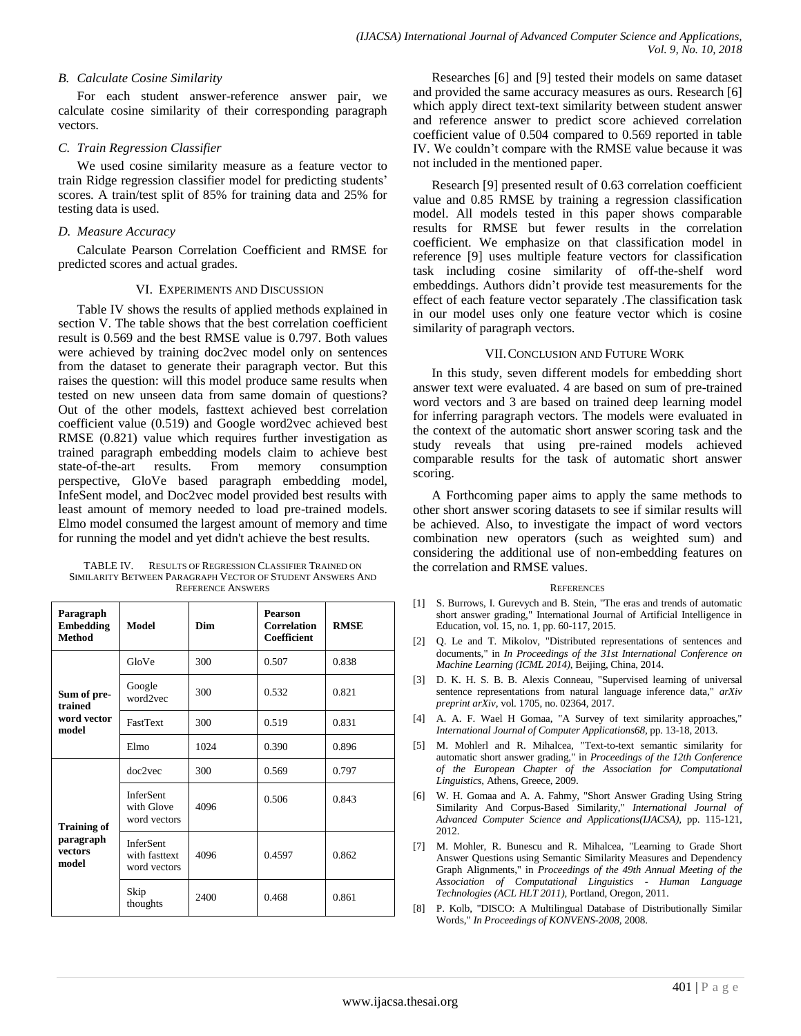### B. Calculate Cosine Similarity

For each student answer-reference answer pair, we calculate cosine similarity of their corresponding paragraph vectors.

### C. Train Regression Classifier

We used cosine similarity measure as a feature vector to train Ridge regression classifier model for predicting students' scores. A train/test split of 85% for training data and 25% for testing data is used.

### D. Measure Accuracy

Calculate Pearson Correlation Coefficient and RMSE for predicted scores and actual grades.

## VI. Experiments and Discussion

Table IV shows the results of applied methods explained in section V. The table shows that the best correlation coefficient result is 0.569 and the best RMSE value is 0.797. Both values were achieved by training doc2vec model only on sentences from the dataset to generate their paragraph vector. But this raises the question: will this model produce same results when tested on new unseen data from same domain of questions? Out of the other models, fasttext achieved best correlation coefficient value (0.519) and Google word2vec achieved best RMSE (0.821) value which requires further investigation as trained paragraph embedding models claim to achieve best state-of-the-art results. From memory consumption perspective, GloVe based paragraph embedding model, InfeSent model, and Doc2vec model provided best results with least amount of memory needed to load pre-trained models. Elmo model consumed the largest amount of memory and time for running the model and yet didn't achieve the best results.

TABLE IV. Results of Regression Classifier Trained on Similarity Between Paragraph Vector of Student Answers And Reference Answers

| Paragraph Embedding Method | Model | Dim | Pearson Correlation Coefficient | RMSE |
|---|---|---|---|---|
| Sum of pre-trained word vector model | GloVe | 300 | 0.507 | 0.838 |
| | Google word2vec | 300 | 0.532 | 0.821 |
| | FastText | 300 | 0.519 | 0.831 |
| | Elmo | 1024 | 0.390 | 0.896 |
| Training of paragraph vectors model | doc2vec | 300 | 0.569 | 0.797 |
| | InferSent with Glove word vectors | 4096 | 0.506 | 0.843 |
| | InferSent with fasttext word vectors | 4096 | 0.4597 | 0.862 |
| | Skip thoughts | 2400 | 0.468 | 0.861 |

Researches [6] and [9] tested their models on same dataset and provided the same accuracy measures as ours. Research [6] which apply direct text-text similarity between student answer and reference answer to predict score achieved correlation coefficient value of 0.504 compared to 0.569 reported in table IV. We couldn't compare with the RMSE value because it was not included in the mentioned paper.

Research [9] presented result of 0.63 correlation coefficient value and 0.85 RMSE by training a regression classification model. All models tested in this paper shows comparable results for RMSE but fewer results in the correlation coefficient. We emphasize on that classification model in reference [9] uses multiple feature vectors for classification task including cosine similarity of off-the-shelf word embeddings. Authors didn't provide test measurements for the effect of each feature vector separately .The classification task in our model uses only one feature vector which is cosine similarity of paragraph vectors.

## VII. Conclusion and Future Work

In this study, seven different models for embedding short answer text were evaluated. 4 are based on sum of pre-trained word vectors and 3 are based on trained deep learning model for inferring paragraph vectors. The models were evaluated in the context of the automatic short answer scoring task and the study reveals that using pre-rained models achieved comparable results for the task of automatic short answer scoring.

A Forthcoming paper aims to apply the same methods to other short answer scoring datasets to see if similar results will be achieved. Also, to investigate the impact of word vectors combination new operators (such as weighted sum) and considering the additional use of non-embedding features on the correlation and RMSE values.

## References

[1] S. Burrows, I. Gurevych and B. Stein, "The eras and trends of automatic short answer grading," International Journal of Artificial Intelligence in Education, vol. 15, no. 1, pp. 60-117, 2015.

[2] Q. Le and T. Mikolov, "Distributed representations of sentences and documents," in *In Proceedings of the 31st International Conference on Machine Learning (ICML 2014)*, Beijing, China, 2014.

[3] D. K. H. S. B. B. Alexis Conneau, "Supervised learning of universal sentence representations from natural language inference data," *arXiv preprint arXiv*, vol. 1705, no. 02364, 2017.

[4] A. A. F. Wael H Gomaa, "A Survey of text similarity approaches," *International Journal of Computer Applications68*, pp. 13-18, 2013.

[5] M. Mohlerl and R. Mihalcea, "Text-to-text semantic similarity for automatic short answer grading," in *Proceedings of the 12th Conference of the European Chapter of the Association for Computational Linguistics*, Athens, Greece, 2009.

[6] W. H. Gomaa and A. A. Fahmy, "Short Answer Grading Using String Similarity And Corpus-Based Similarity," *International Journal of Advanced Computer Science and Applications(IJACSA)*, pp. 115-121, 2012.

[7] M. Mohler, R. Bunescu and R. Mihalcea, "Learning to Grade Short Answer Questions using Semantic Similarity Measures and Dependency Graph Alignments," in *Proceedings of the 49th Annual Meeting of the Association of Computational Linguistics - Human Language Technologies (ACL HLT 2011)*, Portland, Oregon, 2011.

[8] P. Kolb, "DISCO: A Multilingual Database of Distributionally Similar Words," *In Proceedings of KONVENS-2008*, 2008.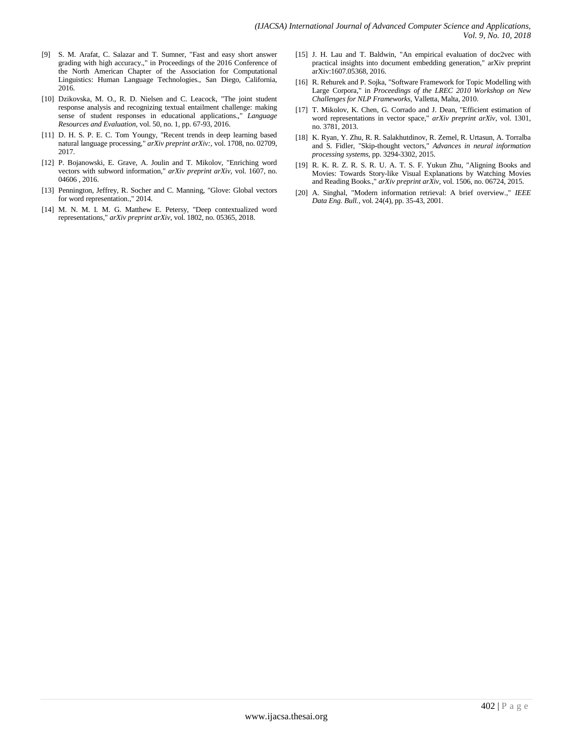[9] S. M. Arafat, C. Salazar and T. Sumner, "Fast and easy short answer grading with high accuracy.," in Proceedings of the 2016 Conference of the North American Chapter of the Association for Computational Linguistics: Human Language Technologies., San Diego, California, 2016.

[10] Dzikovska, M. O., R. D. Nielsen and C. Leacock, "The joint student response analysis and recognizing textual entailment challenge: making sense of student responses in educational applications.," *Language Resources and Evaluation,* vol. 50, no. 1, pp. 67-93, 2016.

[11] D. H. S. P. E. C. Tom Youngy, "Recent trends in deep learning based natural language processing," *arXiv preprint arXiv:,* vol. 1708, no. 02709, 2017.

[12] P. Bojanowski, E. Grave, A. Joulin and T. Mikolov, "Enriching word vectors with subword information," *arXiv preprint arXiv,* vol. 1607, no. 04606 , 2016.

[13] Pennington, Jeffrey, R. Socher and C. Manning, "Glove: Global vectors for word representation.," 2014.

[14] M. N. M. I. M. G. Matthew E. Petersy, "Deep contextualized word representations," *arXiv preprint arXiv,* vol. 1802, no. 05365, 2018.

[15] J. H. Lau and T. Baldwin, "An empirical evaluation of doc2vec with practical insights into document embedding generation," arXiv preprint arXiv:1607.05368, 2016.

[16] R. Rehurek and P. Sojka, "Software Framework for Topic Modelling with Large Corpora," in *Proceedings of the LREC 2010 Workshop on New Challenges for NLP Frameworks,* Valletta, Malta, 2010.

[17] T. Mikolov, K. Chen, G. Corrado and J. Dean, "Efficient estimation of word representations in vector space," *arXiv preprint arXiv,* vol. 1301, no. 3781, 2013.

[18] K. Ryan, Y. Zhu, R. R. Salakhutdinov, R. Zemel, R. Urtasun, A. Torralba and S. Fidler, "Skip-thought vectors," *Advances in neural information processing systems,* pp. 3294-3302, 2015.

[19] R. K. R. Z. R. S. R. U. A. T. S. F. Yukun Zhu, "Aligning Books and Movies: Towards Story-like Visual Explanations by Watching Movies and Reading Books.," *arXiv preprint arXiv,* vol. 1506, no. 06724, 2015.

[20] A. Singhal, "Modern information retrieval: A brief overview.," *IEEE Data Eng. Bull.,* vol. 24(4), pp. 35-43, 2001.